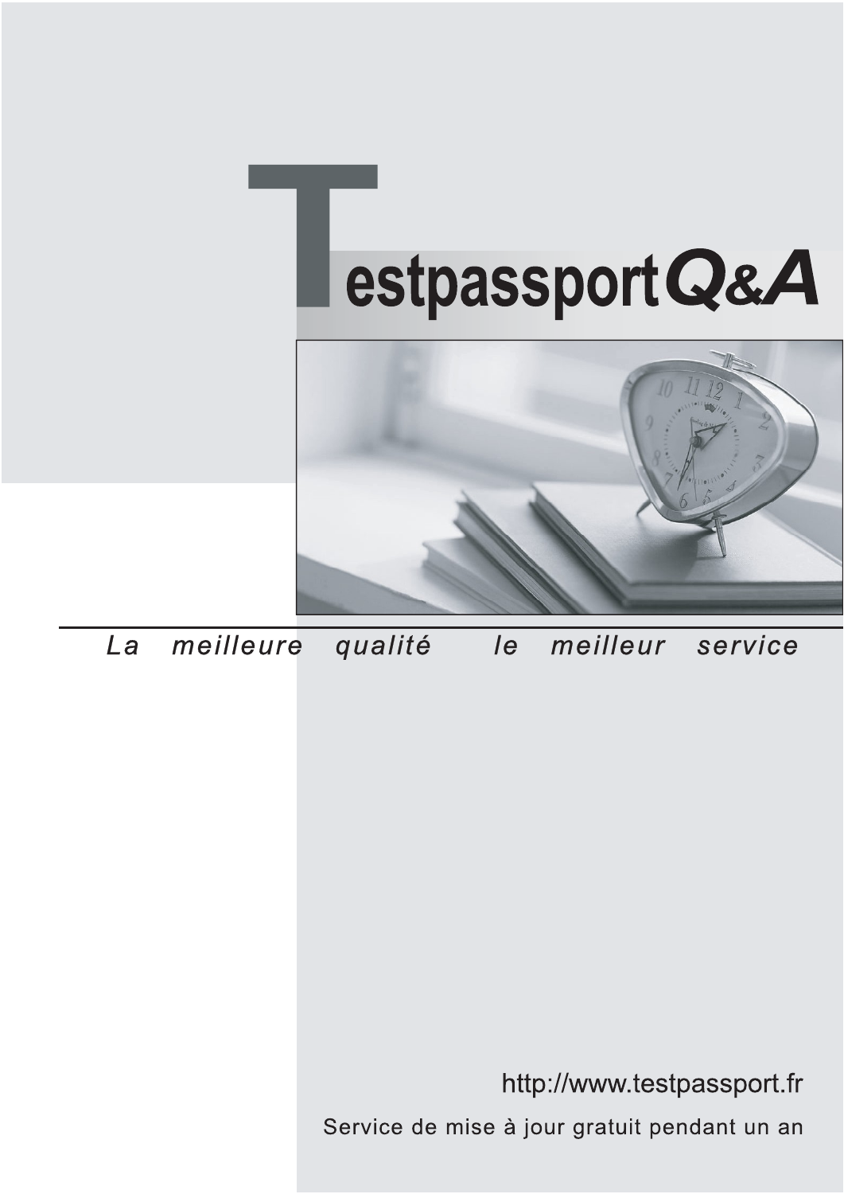# TestpassportQ&A

*La meilleure qualité le meilleur service*

http://www.testpassport.fr

Service de mise à jour gratuit pendant un an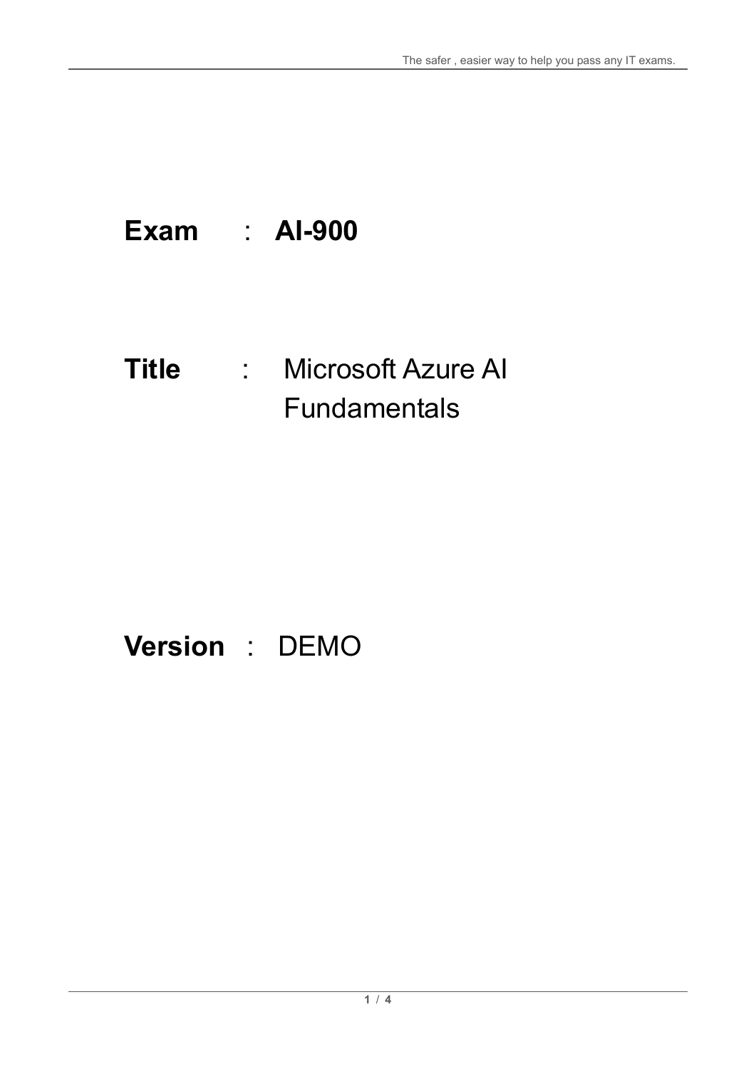**Exam** : **AI-900**

**Title** : Microsoft Azure AI Fundamentals

**Version** : DEMO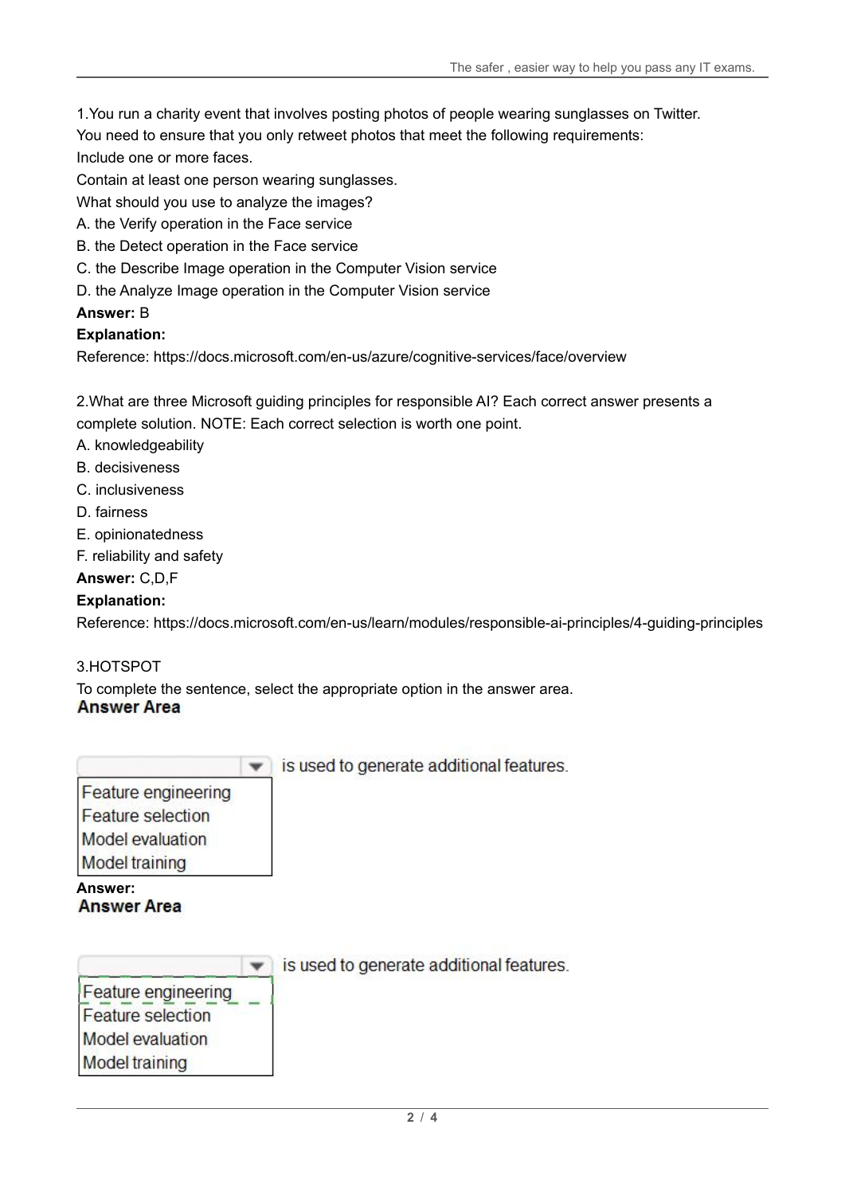1.You run a charity event that involves posting photos of people wearing sunglasses on Twitter.
You need to ensure that you only retweet photos that meet the following requirements:
Include one or more faces.
Contain at least one person wearing sunglasses.
What should you use to analyze the images?
A. the Verify operation in the Face service
B. the Detect operation in the Face service
C. the Describe Image operation in the Computer Vision service
D. the Analyze Image operation in the Computer Vision service
**Answer:** B
**Explanation:**
Reference: https://docs.microsoft.com/en-us/azure/cognitive-services/face/overview

2.What are three Microsoft guiding principles for responsible AI? Each correct answer presents a complete solution. NOTE: Each correct selection is worth one point.
A. knowledgeability
B. decisiveness
C. inclusiveness
D. fairness
E. opinionatedness
F. reliability and safety
**Answer:** C,D,F
**Explanation:**
Reference: https://docs.microsoft.com/en-us/learn/modules/responsible-ai-principles/4-guiding-principles

3.HOTSPOT
To complete the sentence, select the appropriate option in the answer area.

**Answer Area**

[ ▼ ] is used to generate additional features.

- Feature engineering
- Feature selection
- Model evaluation
- Model training

**Answer:**

**Answer Area**

[ ▼ ] is used to generate additional features.

- Feature engineering (selected)
- Feature selection
- Model evaluation
- Model training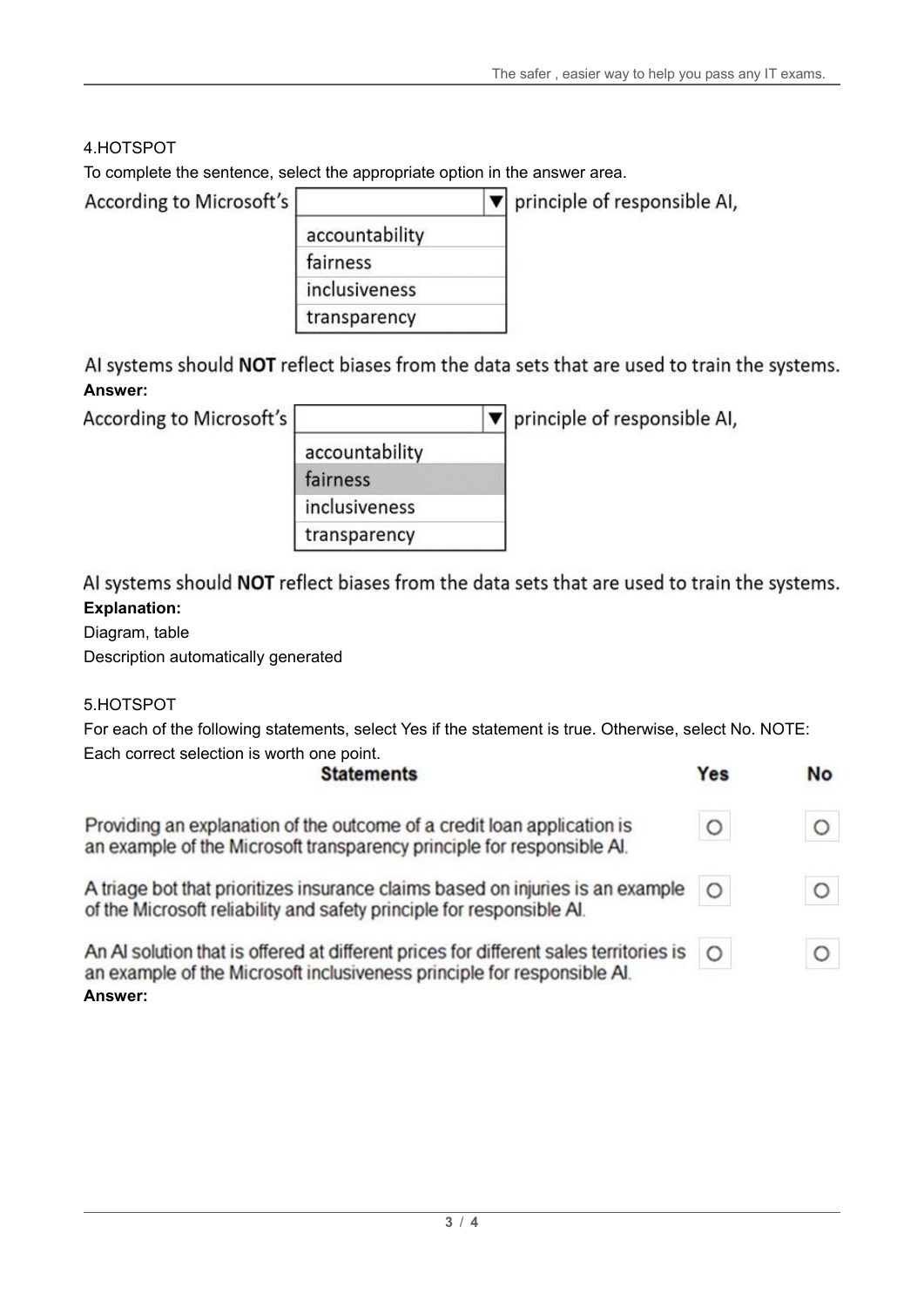4.HOTSPOT

To complete the sentence, select the appropriate option in the answer area.

According to Microsoft's [ ▼ ] principle of responsible AI,

- accountability
- fairness
- inclusiveness
- transparency

AI systems should **NOT** reflect biases from the data sets that are used to train the systems.

**Answer:**

According to Microsoft's [ ▼ ] principle of responsible AI,

- accountability
- fairness
- inclusiveness
- transparency

AI systems should **NOT** reflect biases from the data sets that are used to train the systems.

**Explanation:**

Diagram, table

Description automatically generated

5.HOTSPOT

For each of the following statements, select Yes if the statement is true. Otherwise, select No. NOTE: Each correct selection is worth one point.

| Statements | Yes | No |
| --- | --- | --- |
| Providing an explanation of the outcome of a credit loan application is an example of the Microsoft transparency principle for responsible AI. | ○ | ○ |
| A triage bot that prioritizes insurance claims based on injuries is an example of the Microsoft reliability and safety principle for responsible AI. | ○ | ○ |
| An AI solution that is offered at different prices for different sales territories is an example of the Microsoft inclusiveness principle for responsible AI. | ○ | ○ |

**Answer:**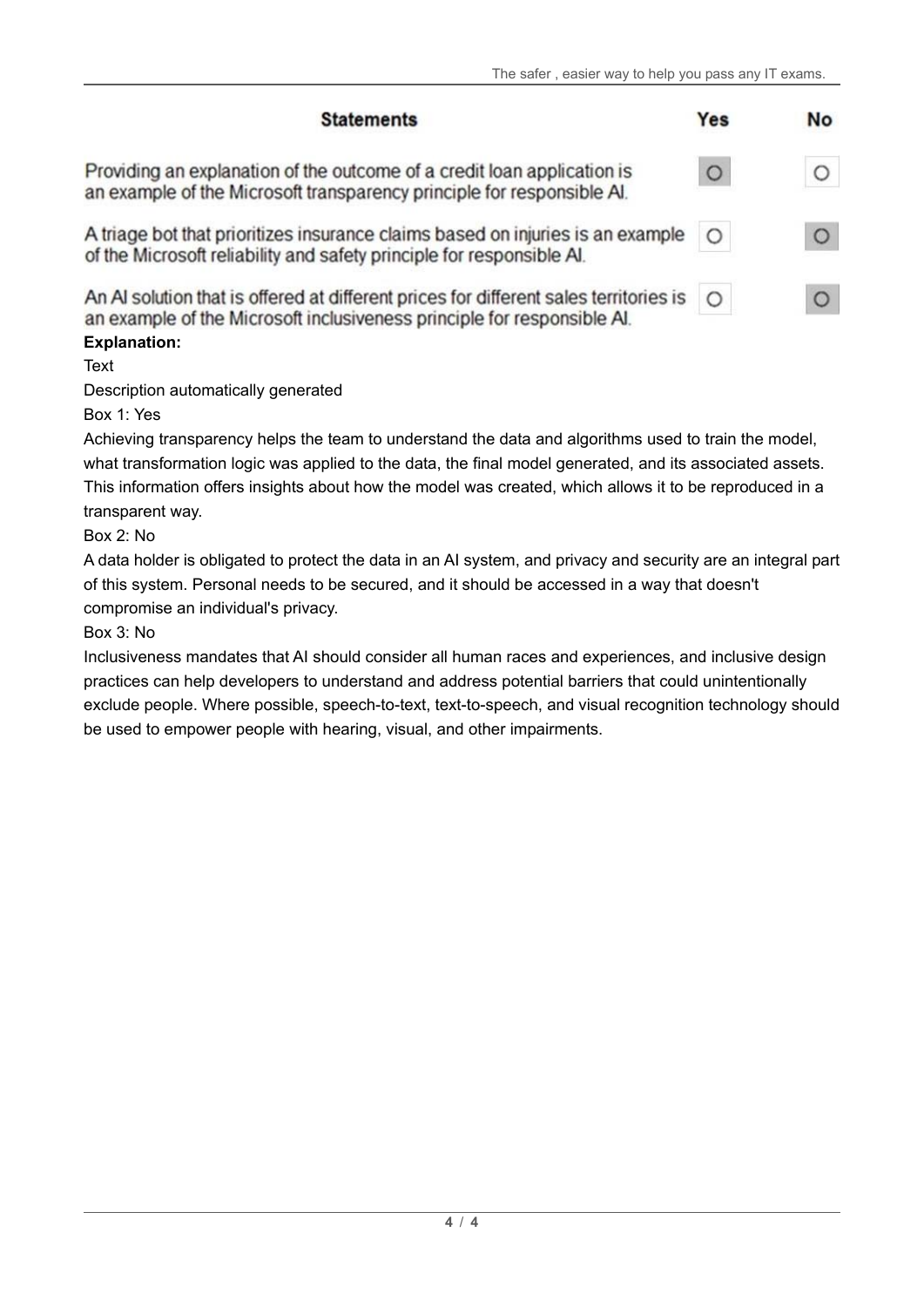| Statements | Yes | No |
|---|---|---|
| Providing an explanation of the outcome of a credit loan application is an example of the Microsoft transparency principle for responsible AI. | ○ | ○ |
| A triage bot that prioritizes insurance claims based on injuries is an example of the Microsoft reliability and safety principle for responsible AI. | ○ | ○ |
| An AI solution that is offered at different prices for different sales territories is an example of the Microsoft inclusiveness principle for responsible AI. | ○ | ○ |

**Explanation:**

Text

Description automatically generated

Box 1: Yes

Achieving transparency helps the team to understand the data and algorithms used to train the model, what transformation logic was applied to the data, the final model generated, and its associated assets. This information offers insights about how the model was created, which allows it to be reproduced in a transparent way.

Box 2: No

A data holder is obligated to protect the data in an AI system, and privacy and security are an integral part of this system. Personal needs to be secured, and it should be accessed in a way that doesn't compromise an individual's privacy.

Box 3: No

Inclusiveness mandates that AI should consider all human races and experiences, and inclusive design practices can help developers to understand and address potential barriers that could unintentionally exclude people. Where possible, speech-to-text, text-to-speech, and visual recognition technology should be used to empower people with hearing, visual, and other impairments.